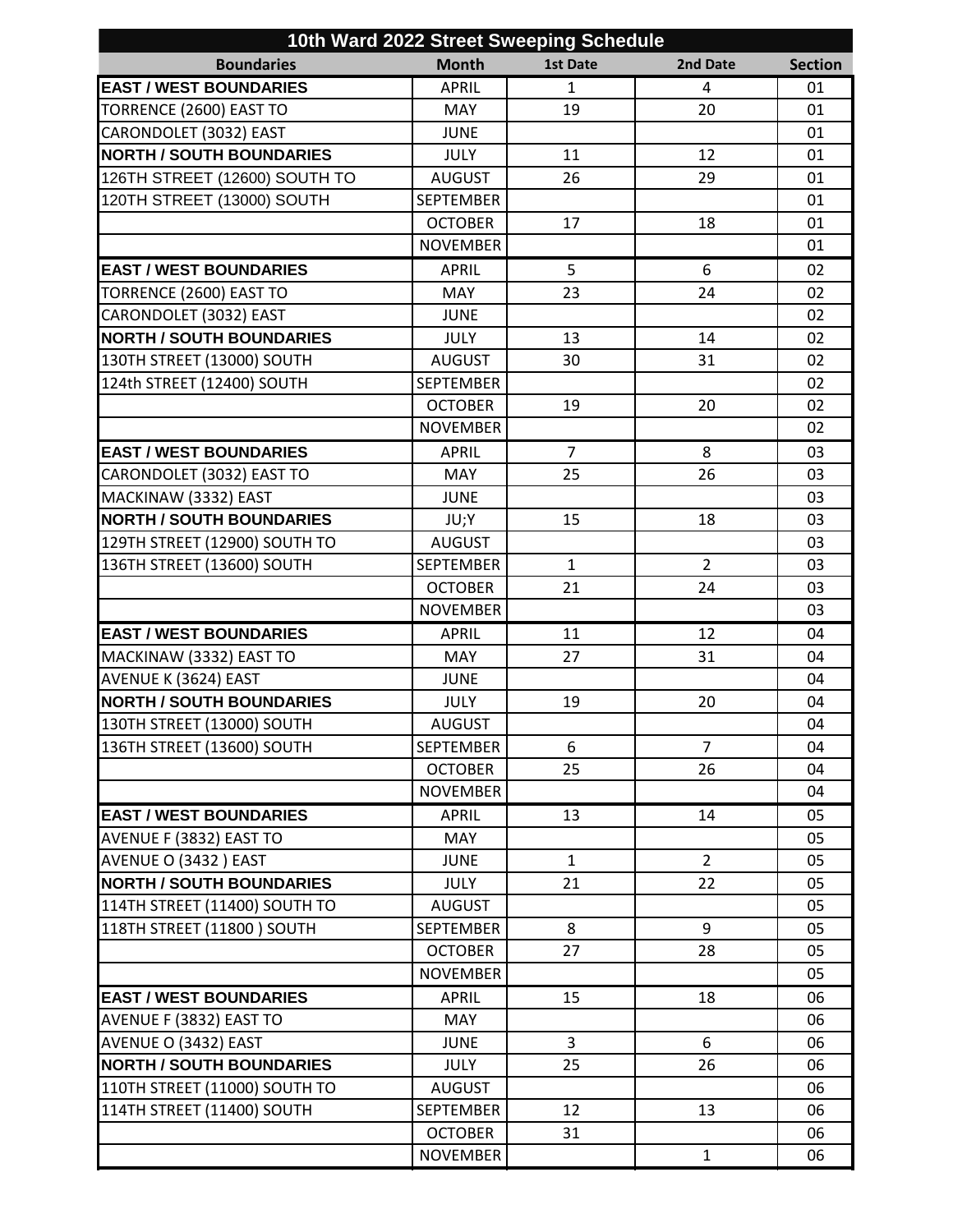# 10th Ward 2022 Street Sweeping Schedule

| Boundaries | Month | 1st Date | 2nd Date | Section |
|---|---|---|---|---|
| **EAST / WEST BOUNDARIES** | APRIL | 1 | 4 | 01 |
| TORRENCE (2600) EAST TO | MAY | 19 | 20 | 01 |
| CARONDOLET (3032) EAST | JUNE | | | 01 |
| **NORTH / SOUTH BOUNDARIES** | JULY | 11 | 12 | 01 |
| 126TH STREET (12600) SOUTH TO | AUGUST | 26 | 29 | 01 |
| 120TH STREET (13000) SOUTH | SEPTEMBER | | | 01 |
| | OCTOBER | 17 | 18 | 01 |
| | NOVEMBER | | | 01 |
| **EAST / WEST BOUNDARIES** | APRIL | 5 | 6 | 02 |
| TORRENCE (2600) EAST TO | MAY | 23 | 24 | 02 |
| CARONDOLET (3032) EAST | JUNE | | | 02 |
| **NORTH / SOUTH BOUNDARIES** | JULY | 13 | 14 | 02 |
| 130TH STREET (13000) SOUTH | AUGUST | 30 | 31 | 02 |
| 124th STREET (12400) SOUTH | SEPTEMBER | | | 02 |
| | OCTOBER | 19 | 20 | 02 |
| | NOVEMBER | | | 02 |
| **EAST / WEST BOUNDARIES** | APRIL | 7 | 8 | 03 |
| CARONDOLET (3032) EAST TO | MAY | 25 | 26 | 03 |
| MACKINAW (3332) EAST | JUNE | | | 03 |
| **NORTH / SOUTH BOUNDARIES** | JU;Y | 15 | 18 | 03 |
| 129TH STREET (12900) SOUTH TO | AUGUST | | | 03 |
| 136TH STREET (13600) SOUTH | SEPTEMBER | 1 | 2 | 03 |
| | OCTOBER | 21 | 24 | 03 |
| | NOVEMBER | | | 03 |
| **EAST / WEST BOUNDARIES** | APRIL | 11 | 12 | 04 |
| MACKINAW (3332) EAST TO | MAY | 27 | 31 | 04 |
| AVENUE K (3624) EAST | JUNE | | | 04 |
| **NORTH / SOUTH BOUNDARIES** | JULY | 19 | 20 | 04 |
| 130TH STREET (13000) SOUTH | AUGUST | | | 04 |
| 136TH STREET (13600) SOUTH | SEPTEMBER | 6 | 7 | 04 |
| | OCTOBER | 25 | 26 | 04 |
| | NOVEMBER | | | 04 |
| **EAST / WEST BOUNDARIES** | APRIL | 13 | 14 | 05 |
| AVENUE F (3832) EAST TO | MAY | | | 05 |
| AVENUE O (3432 ) EAST | JUNE | 1 | 2 | 05 |
| **NORTH / SOUTH BOUNDARIES** | JULY | 21 | 22 | 05 |
| 114TH STREET (11400) SOUTH TO | AUGUST | | | 05 |
| 118TH STREET (11800 ) SOUTH | SEPTEMBER | 8 | 9 | 05 |
| | OCTOBER | 27 | 28 | 05 |
| | NOVEMBER | | | 05 |
| **EAST / WEST BOUNDARIES** | APRIL | 15 | 18 | 06 |
| AVENUE F (3832) EAST TO | MAY | | | 06 |
| AVENUE O (3432) EAST | JUNE | 3 | 6 | 06 |
| **NORTH / SOUTH BOUNDARIES** | JULY | 25 | 26 | 06 |
| 110TH STREET (11000) SOUTH TO | AUGUST | | | 06 |
| 114TH STREET (11400) SOUTH | SEPTEMBER | 12 | 13 | 06 |
| | OCTOBER | 31 | | 06 |
| | NOVEMBER | | 1 | 06 |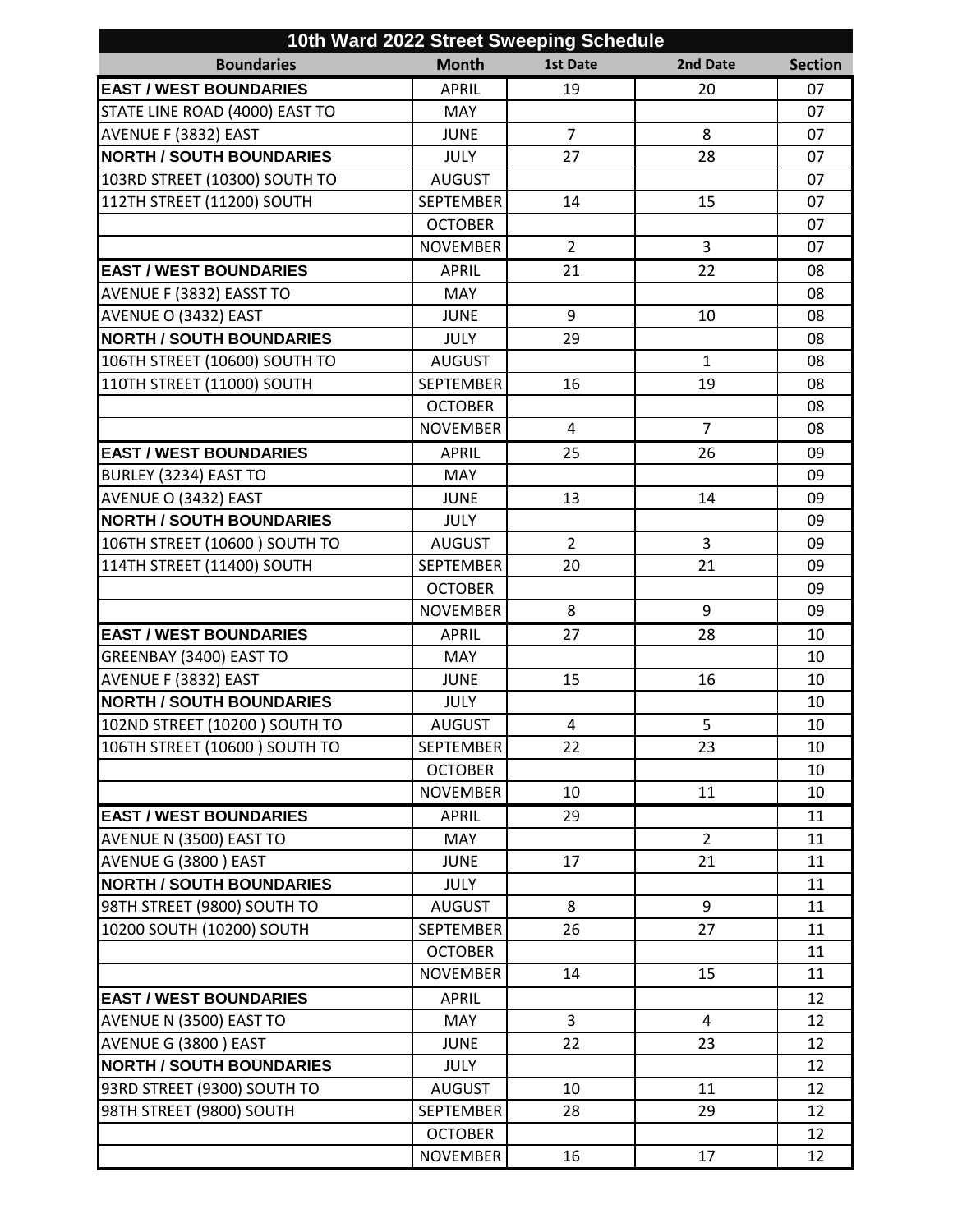| 10th Ward 2022 Street Sweeping Schedule | | | | |
|---|---|---|---|---|
| **Boundaries** | **Month** | **1st Date** | **2nd Date** | **Section** |
| **EAST / WEST BOUNDARIES** | APRIL | 19 | 20 | 07 |
| STATE LINE ROAD (4000) EAST TO | MAY | | | 07 |
| AVENUE F (3832) EAST | JUNE | 7 | 8 | 07 |
| **NORTH / SOUTH BOUNDARIES** | JULY | 27 | 28 | 07 |
| 103RD STREET (10300) SOUTH TO | AUGUST | | | 07 |
| 112TH STREET (11200) SOUTH | SEPTEMBER | 14 | 15 | 07 |
| | OCTOBER | | | 07 |
| | NOVEMBER | 2 | 3 | 07 |
| **EAST / WEST BOUNDARIES** | APRIL | 21 | 22 | 08 |
| AVENUE F (3832) EASST TO | MAY | | | 08 |
| AVENUE O (3432) EAST | JUNE | 9 | 10 | 08 |
| **NORTH / SOUTH BOUNDARIES** | JULY | 29 | | 08 |
| 106TH STREET (10600) SOUTH TO | AUGUST | | 1 | 08 |
| 110TH STREET (11000) SOUTH | SEPTEMBER | 16 | 19 | 08 |
| | OCTOBER | | | 08 |
| | NOVEMBER | 4 | 7 | 08 |
| **EAST / WEST BOUNDARIES** | APRIL | 25 | 26 | 09 |
| BURLEY (3234) EAST TO | MAY | | | 09 |
| AVENUE O (3432) EAST | JUNE | 13 | 14 | 09 |
| **NORTH / SOUTH BOUNDARIES** | JULY | | | 09 |
| 106TH STREET (10600 ) SOUTH TO | AUGUST | 2 | 3 | 09 |
| 114TH STREET (11400) SOUTH | SEPTEMBER | 20 | 21 | 09 |
| | OCTOBER | | | 09 |
| | NOVEMBER | 8 | 9 | 09 |
| **EAST / WEST BOUNDARIES** | APRIL | 27 | 28 | 10 |
| GREENBAY (3400) EAST TO | MAY | | | 10 |
| AVENUE F (3832) EAST | JUNE | 15 | 16 | 10 |
| **NORTH / SOUTH BOUNDARIES** | JULY | | | 10 |
| 102ND STREET (10200 ) SOUTH TO | AUGUST | 4 | 5 | 10 |
| 106TH STREET (10600 ) SOUTH TO | SEPTEMBER | 22 | 23 | 10 |
| | OCTOBER | | | 10 |
| | NOVEMBER | 10 | 11 | 10 |
| **EAST / WEST BOUNDARIES** | APRIL | 29 | | 11 |
| AVENUE N (3500) EAST TO | MAY | | 2 | 11 |
| AVENUE G (3800 ) EAST | JUNE | 17 | 21 | 11 |
| **NORTH / SOUTH BOUNDARIES** | JULY | | | 11 |
| 98TH STREET (9800) SOUTH TO | AUGUST | 8 | 9 | 11 |
| 10200 SOUTH (10200) SOUTH | SEPTEMBER | 26 | 27 | 11 |
| | OCTOBER | | | 11 |
| | NOVEMBER | 14 | 15 | 11 |
| **EAST / WEST BOUNDARIES** | APRIL | | | 12 |
| AVENUE N (3500) EAST TO | MAY | 3 | 4 | 12 |
| AVENUE G (3800 ) EAST | JUNE | 22 | 23 | 12 |
| **NORTH / SOUTH BOUNDARIES** | JULY | | | 12 |
| 93RD STREET (9300) SOUTH TO | AUGUST | 10 | 11 | 12 |
| 98TH STREET (9800) SOUTH | SEPTEMBER | 28 | 29 | 12 |
| | OCTOBER | | | 12 |
| | NOVEMBER | 16 | 17 | 12 |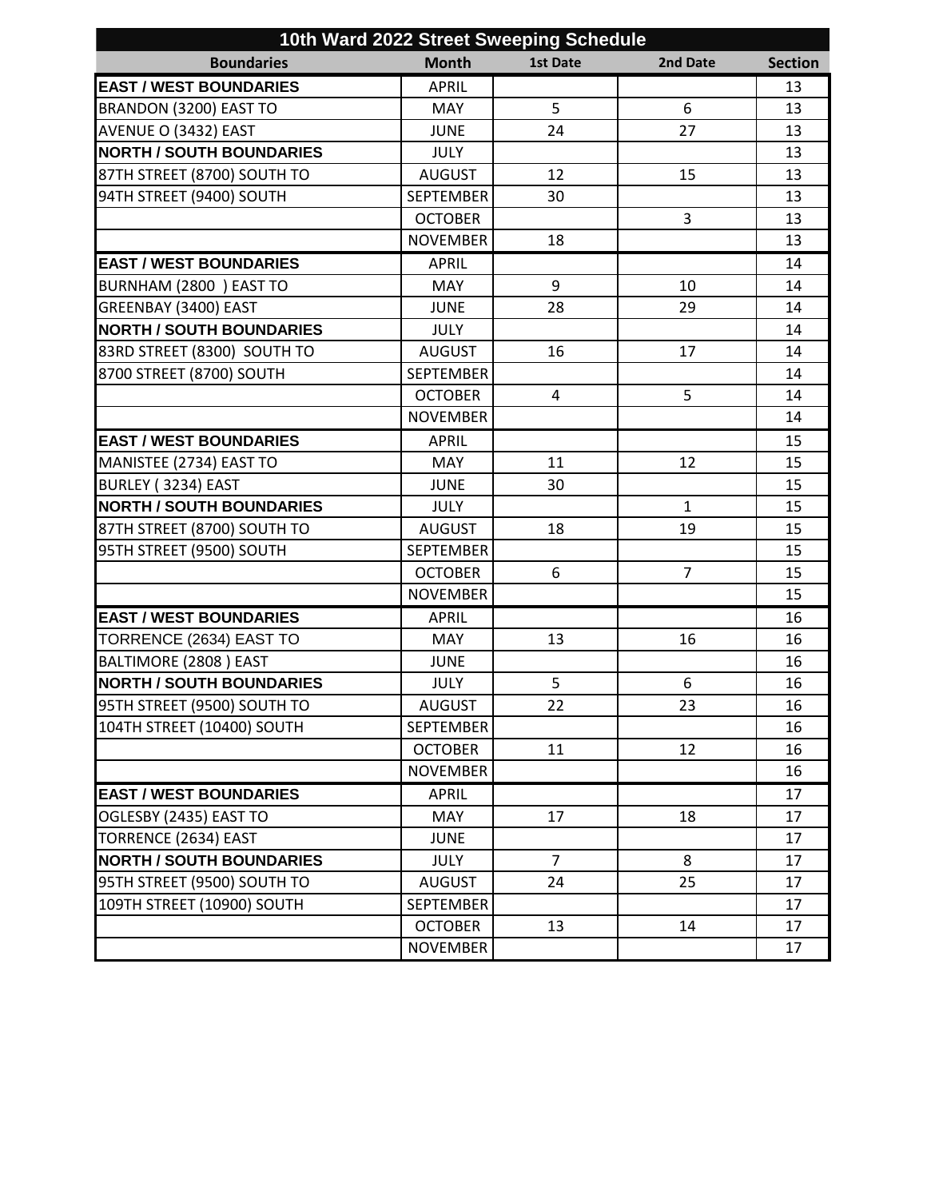# 10th Ward 2022 Street Sweeping Schedule

| Boundaries | Month | 1st Date | 2nd Date | Section |
|---|---|---|---|---|
| **EAST / WEST BOUNDARIES** | APRIL | | | 13 |
| BRANDON (3200) EAST TO | MAY | 5 | 6 | 13 |
| AVENUE O (3432) EAST | JUNE | 24 | 27 | 13 |
| **NORTH / SOUTH BOUNDARIES** | JULY | | | 13 |
| 87TH STREET (8700) SOUTH TO | AUGUST | 12 | 15 | 13 |
| 94TH STREET (9400) SOUTH | SEPTEMBER | 30 | | 13 |
| | OCTOBER | | 3 | 13 |
| | NOVEMBER | 18 | | 13 |
| **EAST / WEST BOUNDARIES** | APRIL | | | 14 |
| BURNHAM (2800 ) EAST TO | MAY | 9 | 10 | 14 |
| GREENBAY (3400) EAST | JUNE | 28 | 29 | 14 |
| **NORTH / SOUTH BOUNDARIES** | JULY | | | 14 |
| 83RD STREET (8300) SOUTH TO | AUGUST | 16 | 17 | 14 |
| 8700 STREET (8700) SOUTH | SEPTEMBER | | | 14 |
| | OCTOBER | 4 | 5 | 14 |
| | NOVEMBER | | | 14 |
| **EAST / WEST BOUNDARIES** | APRIL | | | 15 |
| MANISTEE (2734) EAST TO | MAY | 11 | 12 | 15 |
| BURLEY ( 3234) EAST | JUNE | 30 | | 15 |
| **NORTH / SOUTH BOUNDARIES** | JULY | | 1 | 15 |
| 87TH STREET (8700) SOUTH TO | AUGUST | 18 | 19 | 15 |
| 95TH STREET (9500) SOUTH | SEPTEMBER | | | 15 |
| | OCTOBER | 6 | 7 | 15 |
| | NOVEMBER | | | 15 |
| **EAST / WEST BOUNDARIES** | APRIL | | | 16 |
| TORRENCE (2634) EAST TO | MAY | 13 | 16 | 16 |
| BALTIMORE (2808 ) EAST | JUNE | | | 16 |
| **NORTH / SOUTH BOUNDARIES** | JULY | 5 | 6 | 16 |
| 95TH STREET (9500) SOUTH TO | AUGUST | 22 | 23 | 16 |
| 104TH STREET (10400) SOUTH | SEPTEMBER | | | 16 |
| | OCTOBER | 11 | 12 | 16 |
| | NOVEMBER | | | 16 |
| **EAST / WEST BOUNDARIES** | APRIL | | | 17 |
| OGLESBY (2435) EAST TO | MAY | 17 | 18 | 17 |
| TORRENCE (2634) EAST | JUNE | | | 17 |
| **NORTH / SOUTH BOUNDARIES** | JULY | 7 | 8 | 17 |
| 95TH STREET (9500) SOUTH TO | AUGUST | 24 | 25 | 17 |
| 109TH STREET (10900) SOUTH | SEPTEMBER | | | 17 |
| | OCTOBER | 13 | 14 | 17 |
| | NOVEMBER | | | 17 |